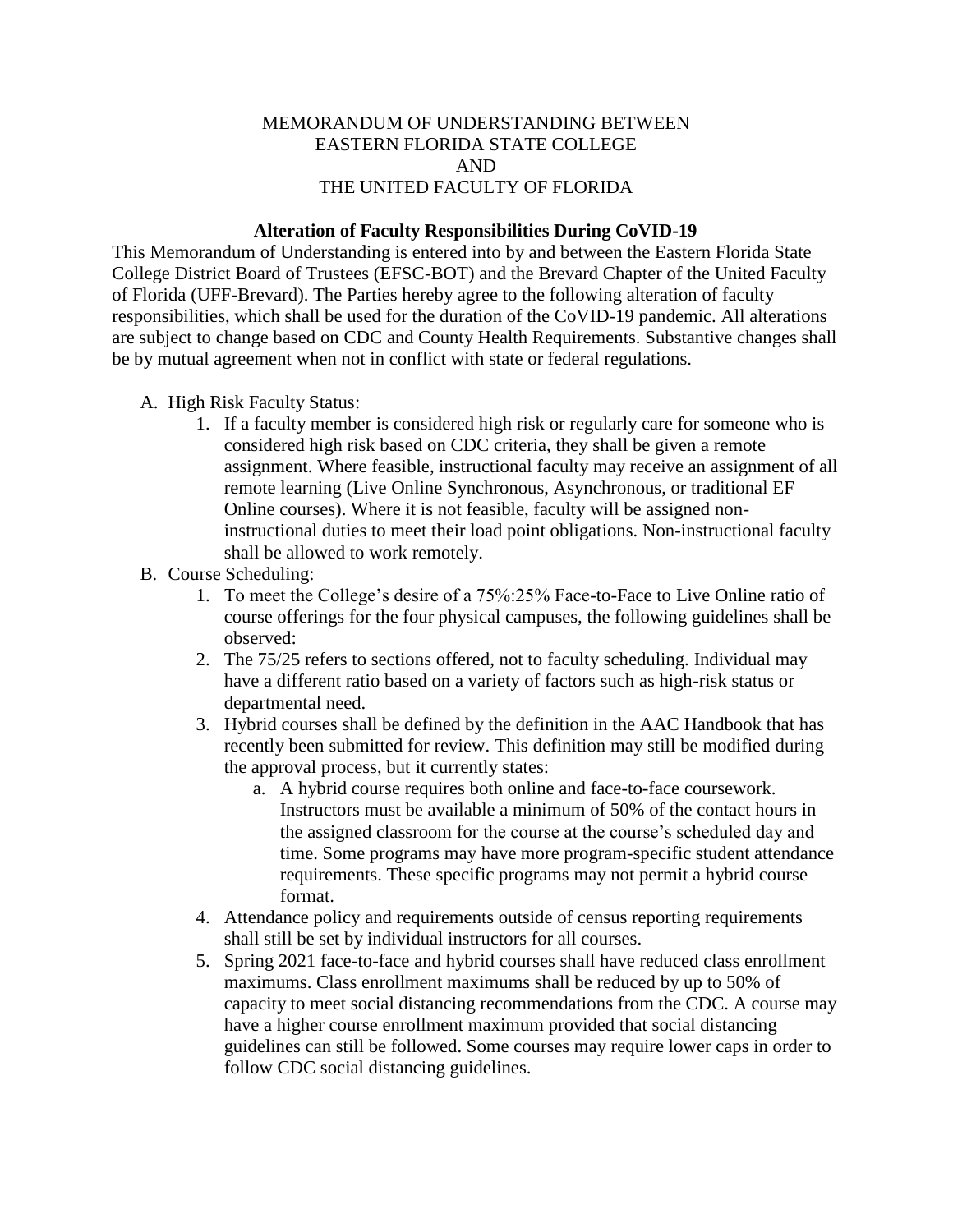# MEMORANDUM OF UNDERSTANDING BETWEEN EASTERN FLORIDA STATE COLLEGE AND THE UNITED FACULTY OF FLORIDA

**Alteration of Faculty Responsibilities During CoVID-19**

This Memorandum of Understanding is entered into by and between the Eastern Florida State College District Board of Trustees (EFSC-BOT) and the Brevard Chapter of the United Faculty of Florida (UFF-Brevard). The Parties hereby agree to the following alteration of faculty responsibilities, which shall be used for the duration of the CoVID-19 pandemic. All alterations are subject to change based on CDC and County Health Requirements. Substantive changes shall be by mutual agreement when not in conflict with state or federal regulations.

A. High Risk Faculty Status:
   1. If a faculty member is considered high risk or regularly care for someone who is considered high risk based on CDC criteria, they shall be given a remote assignment. Where feasible, instructional faculty may receive an assignment of all remote learning (Live Online Synchronous, Asynchronous, or traditional EF Online courses). Where it is not feasible, faculty will be assigned non-instructional duties to meet their load point obligations. Non-instructional faculty shall be allowed to work remotely.

B. Course Scheduling:
   1. To meet the College's desire of a 75%:25% Face-to-Face to Live Online ratio of course offerings for the four physical campuses, the following guidelines shall be observed:
   2. The 75/25 refers to sections offered, not to faculty scheduling. Individual may have a different ratio based on a variety of factors such as high-risk status or departmental need.
   3. Hybrid courses shall be defined by the definition in the AAC Handbook that has recently been submitted for review. This definition may still be modified during the approval process, but it currently states:
      a. A hybrid course requires both online and face-to-face coursework. Instructors must be available a minimum of 50% of the contact hours in the assigned classroom for the course at the course's scheduled day and time. Some programs may have more program-specific student attendance requirements. These specific programs may not permit a hybrid course format.
   4. Attendance policy and requirements outside of census reporting requirements shall still be set by individual instructors for all courses.
   5. Spring 2021 face-to-face and hybrid courses shall have reduced class enrollment maximums. Class enrollment maximums shall be reduced by up to 50% of capacity to meet social distancing recommendations from the CDC. A course may have a higher course enrollment maximum provided that social distancing guidelines can still be followed. Some courses may require lower caps in order to follow CDC social distancing guidelines.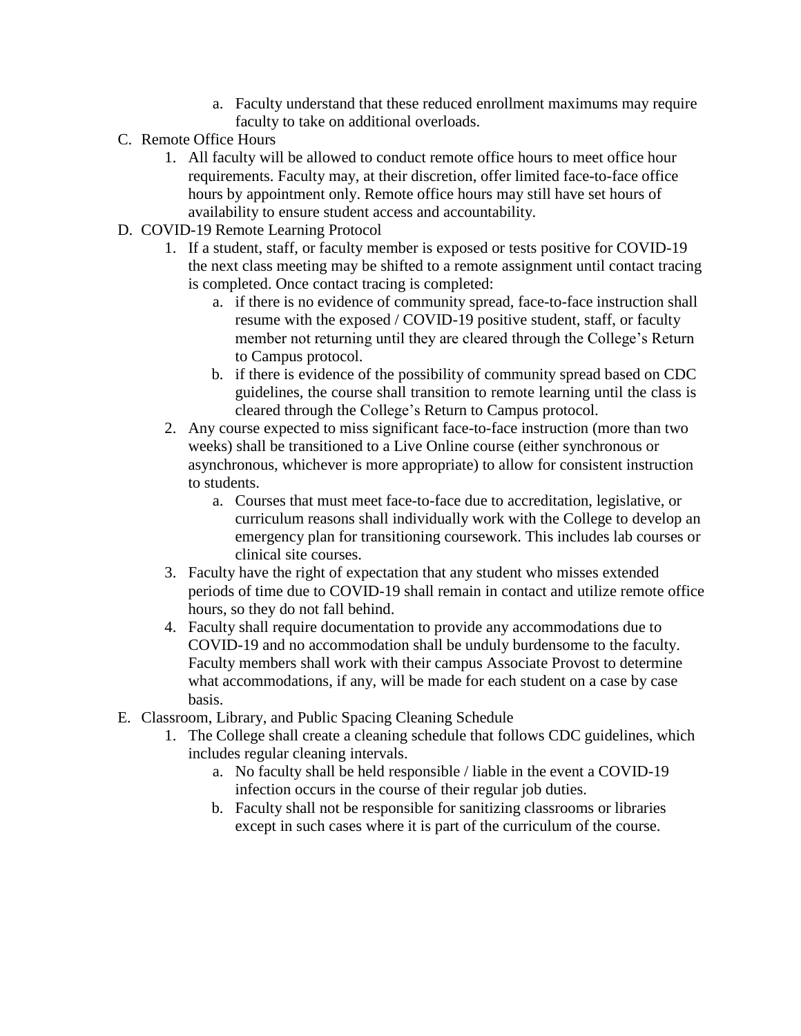a. Faculty understand that these reduced enrollment maximums may require faculty to take on additional overloads.

C. Remote Office Hours
   1. All faculty will be allowed to conduct remote office hours to meet office hour requirements. Faculty may, at their discretion, offer limited face-to-face office hours by appointment only. Remote office hours may still have set hours of availability to ensure student access and accountability.

D. COVID-19 Remote Learning Protocol
   1. If a student, staff, or faculty member is exposed or tests positive for COVID-19 the next class meeting may be shifted to a remote assignment until contact tracing is completed. Once contact tracing is completed:
      a. if there is no evidence of community spread, face-to-face instruction shall resume with the exposed / COVID-19 positive student, staff, or faculty member not returning until they are cleared through the College's Return to Campus protocol.
      b. if there is evidence of the possibility of community spread based on CDC guidelines, the course shall transition to remote learning until the class is cleared through the College's Return to Campus protocol.
   2. Any course expected to miss significant face-to-face instruction (more than two weeks) shall be transitioned to a Live Online course (either synchronous or asynchronous, whichever is more appropriate) to allow for consistent instruction to students.
      a. Courses that must meet face-to-face due to accreditation, legislative, or curriculum reasons shall individually work with the College to develop an emergency plan for transitioning coursework. This includes lab courses or clinical site courses.
   3. Faculty have the right of expectation that any student who misses extended periods of time due to COVID-19 shall remain in contact and utilize remote office hours, so they do not fall behind.
   4. Faculty shall require documentation to provide any accommodations due to COVID-19 and no accommodation shall be unduly burdensome to the faculty. Faculty members shall work with their campus Associate Provost to determine what accommodations, if any, will be made for each student on a case by case basis.

E. Classroom, Library, and Public Spacing Cleaning Schedule
   1. The College shall create a cleaning schedule that follows CDC guidelines, which includes regular cleaning intervals.
      a. No faculty shall be held responsible / liable in the event a COVID-19 infection occurs in the course of their regular job duties.
      b. Faculty shall not be responsible for sanitizing classrooms or libraries except in such cases where it is part of the curriculum of the course.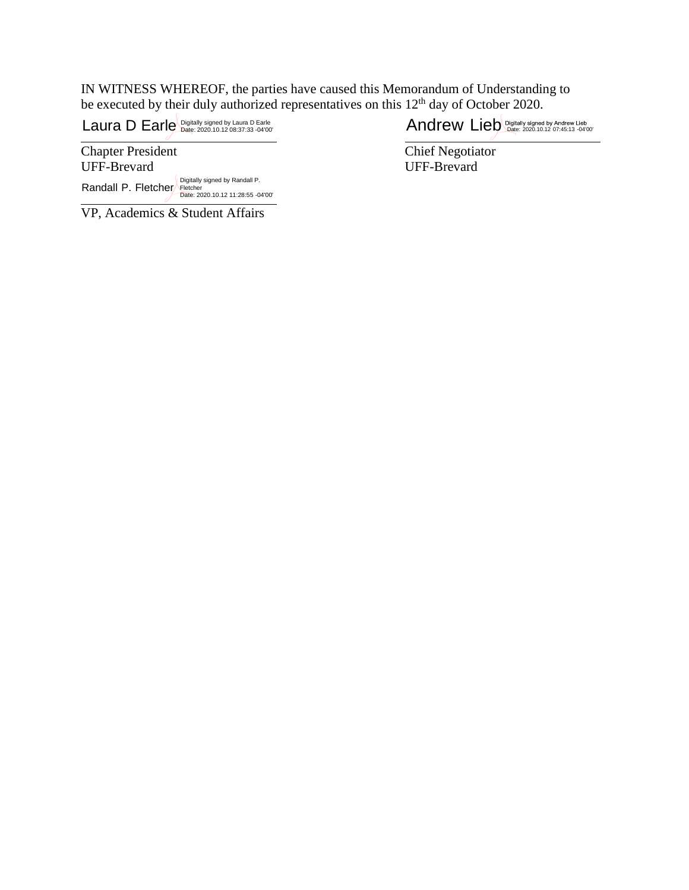IN WITNESS WHEREOF, the parties have caused this Memorandum of Understanding to be executed by their duly authorized representatives on this 12th day of October 2020.

Laura D Earle Digitally signed by Laura D Earle Date: 2020.10.12 08:37:33 -04'00'

Chapter President
UFF-Brevard

Andrew Lieb Digitally signed by Andrew Lieb Date: 2020.10.12 07:45:13 -04'00'

Chief Negotiator
UFF-Brevard

Randall P. Fletcher Digitally signed by Randall P. Fletcher Date: 2020.10.12 11:28:55 -04'00'

VP, Academics & Student Affairs